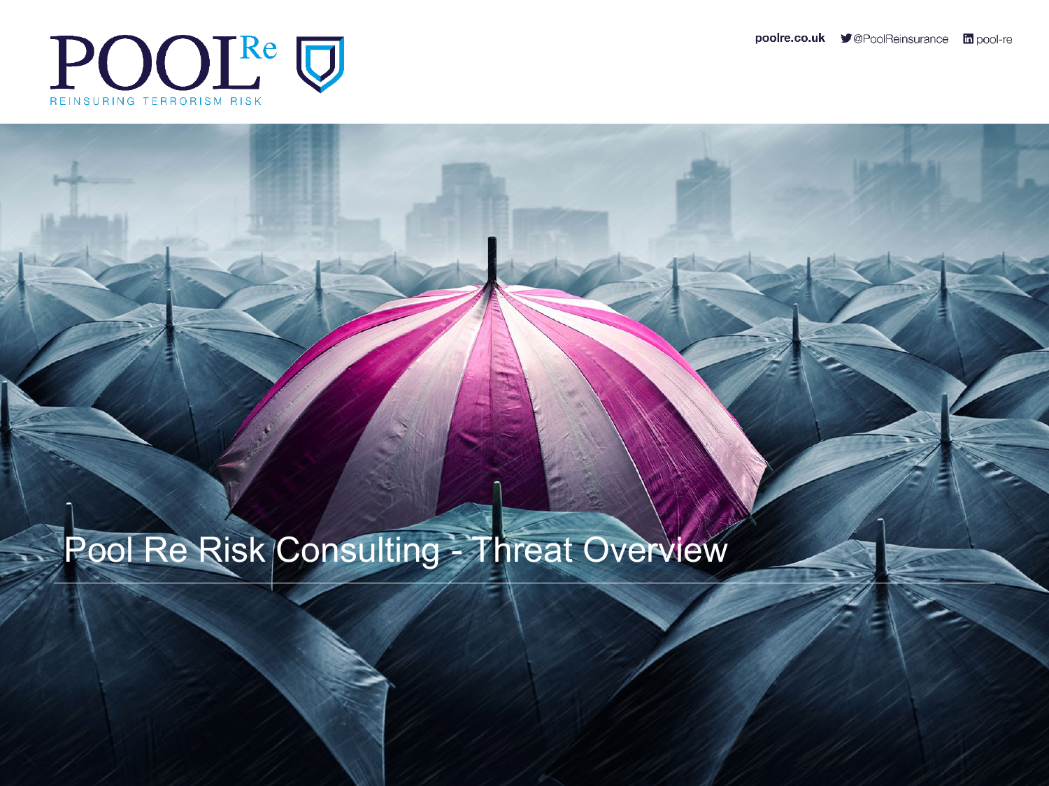POOL Re

REINSURING TERRORISM RISK

poolre.co.uk @PoolReinsurance pool-re

# Pool Re Risk Consulting - Threat Overview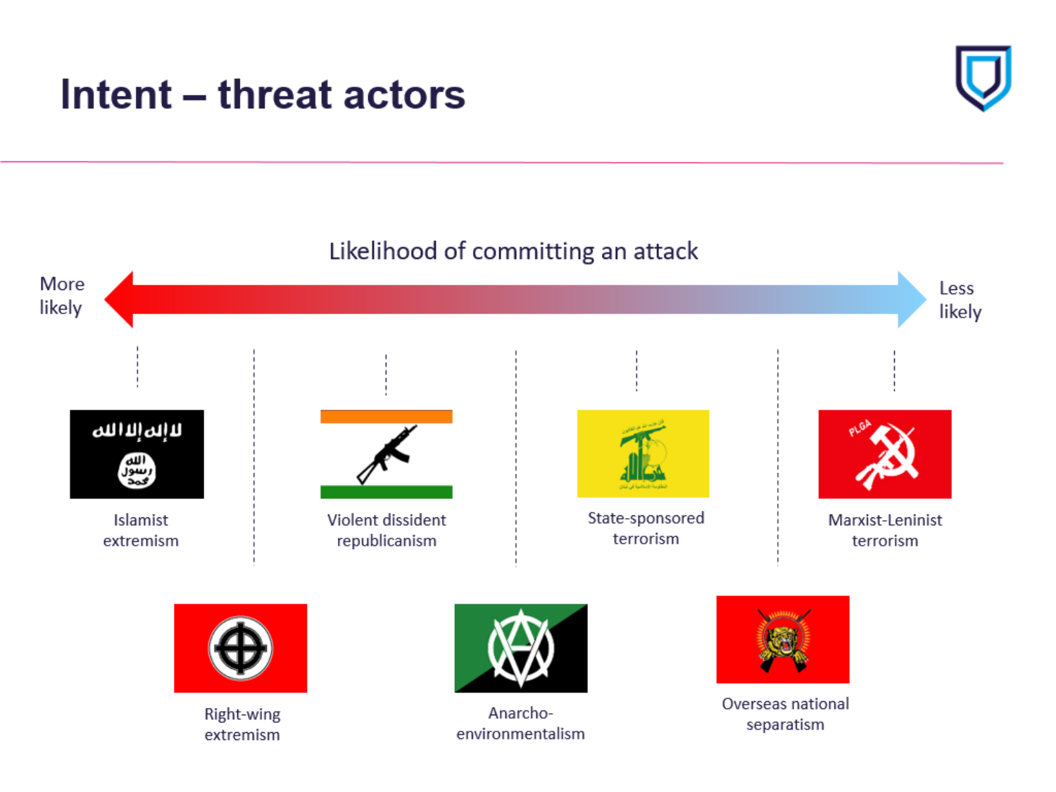# Intent – threat actors

Likelihood of committing an attack

More likely ⟷ Less likely

- Islamist extremism
- Right-wing extremism
- Violent dissident republicanism
- Anarcho-environmentalism
- State-sponsored terrorism
- Overseas national separatism
- Marxist-Leninist terrorism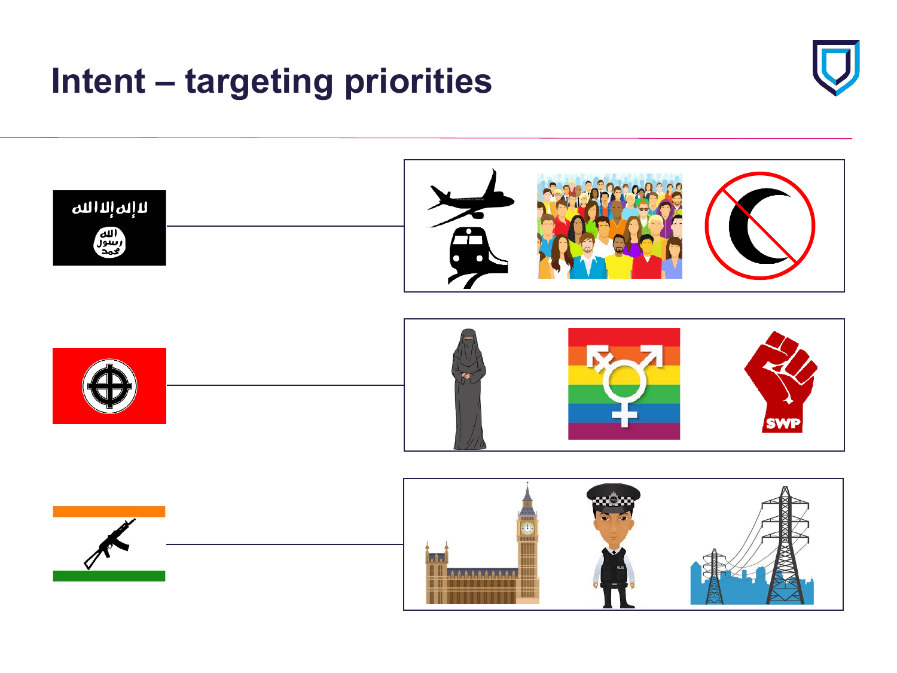# Intent – targeting priorities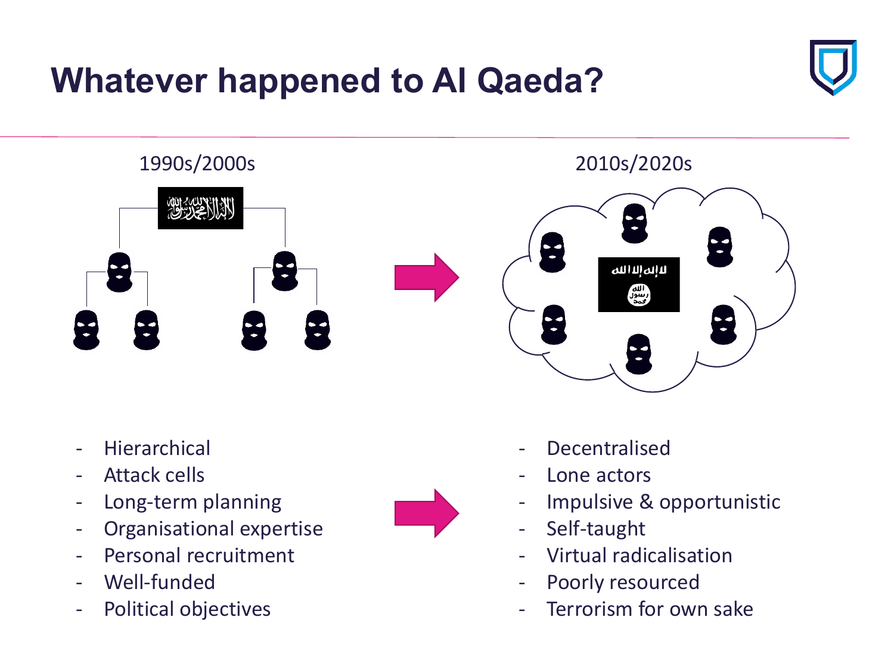# Whatever happened to Al Qaeda?

1990s/2000s

2010s/2020s

- Hierarchical
- Attack cells
- Long-term planning
- Organisational expertise
- Personal recruitment
- Well-funded
- Political objectives

- Decentralised
- Lone actors
- Impulsive & opportunistic
- Self-taught
- Virtual radicalisation
- Poorly resourced
- Terrorism for own sake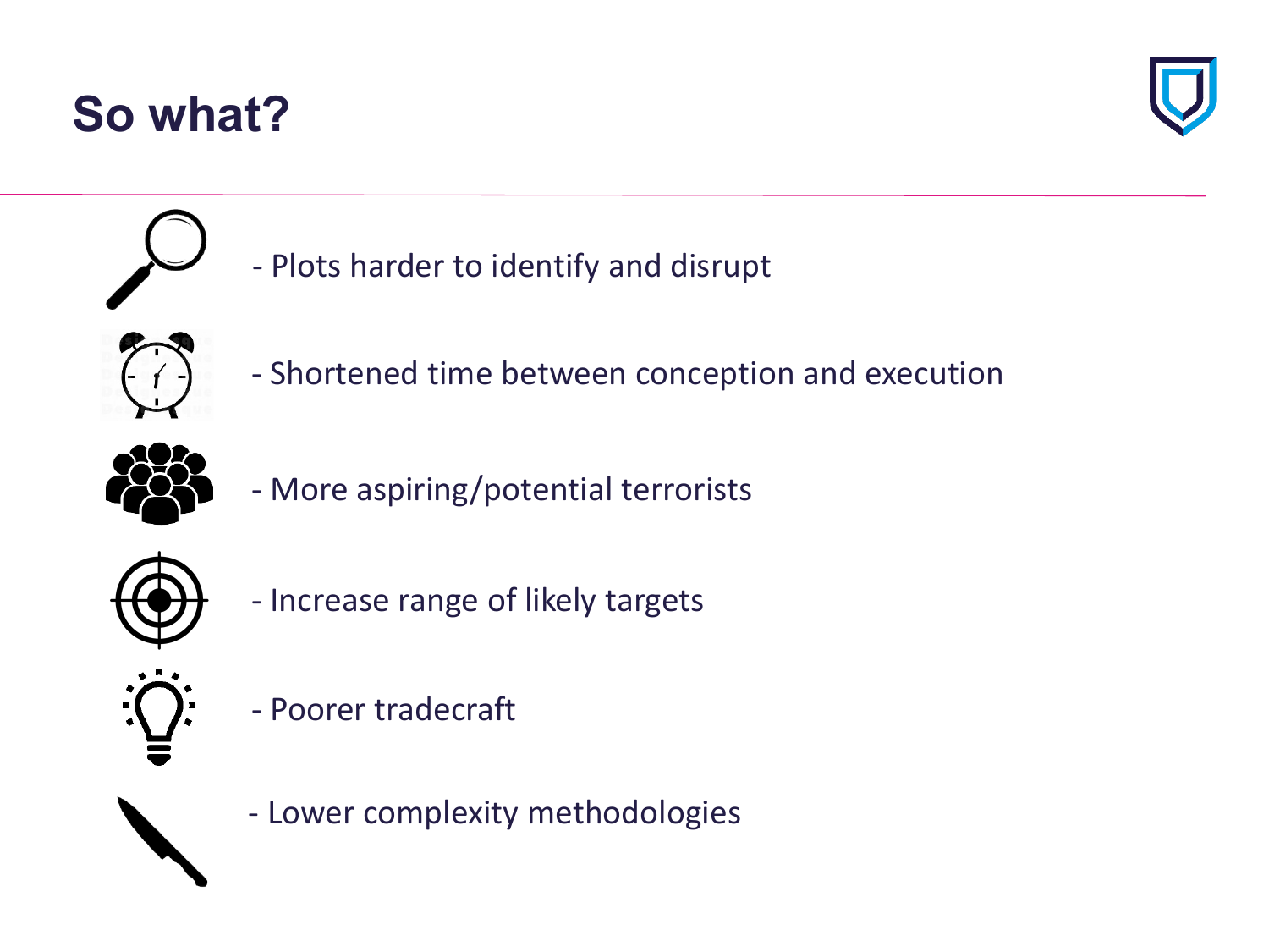# So what?

- Plots harder to identify and disrupt
- Shortened time between conception and execution
- More aspiring/potential terrorists
- Increase range of likely targets
- Poorer tradecraft
- Lower complexity methodologies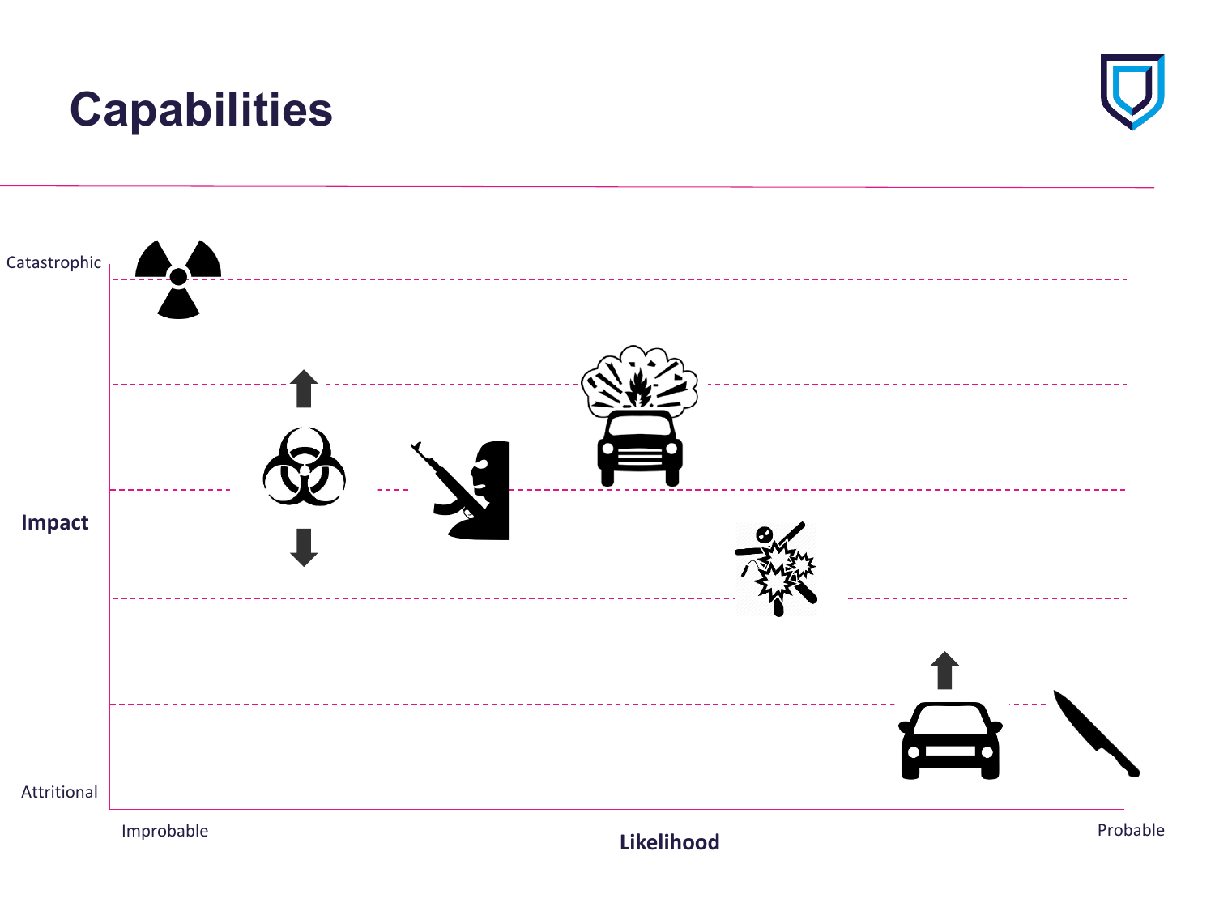# Capabilities

Catastrophic

Impact

Attritional

Improbable

Likelihood

Probable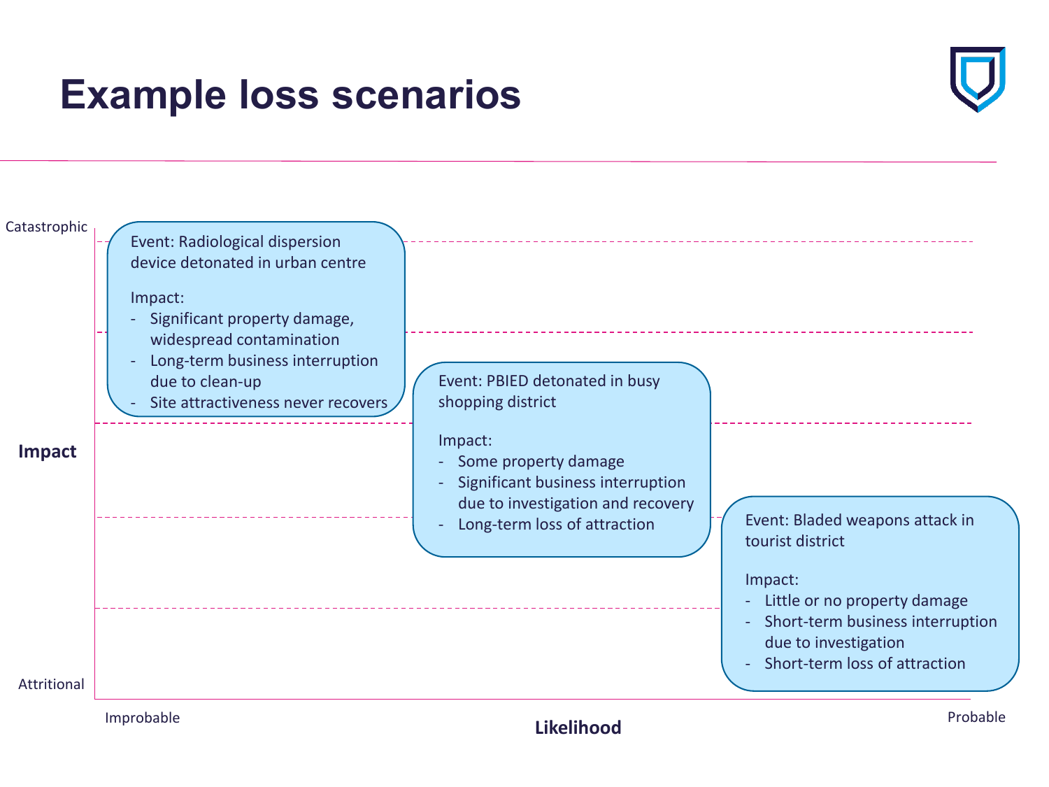# Example loss scenarios

Catastrophic

**Impact**

Attritional

Improbable

**Likelihood**

Probable

Event: Radiological dispersion device detonated in urban centre

Impact:
- Significant property damage, widespread contamination
- Long-term business interruption due to clean-up
- Site attractiveness never recovers

Event: PBIED detonated in busy shopping district

Impact:
- Some property damage
- Significant business interruption due to investigation and recovery
- Long-term loss of attraction

Event: Bladed weapons attack in tourist district

Impact:
- Little or no property damage
- Short-term business interruption due to investigation
- Short-term loss of attraction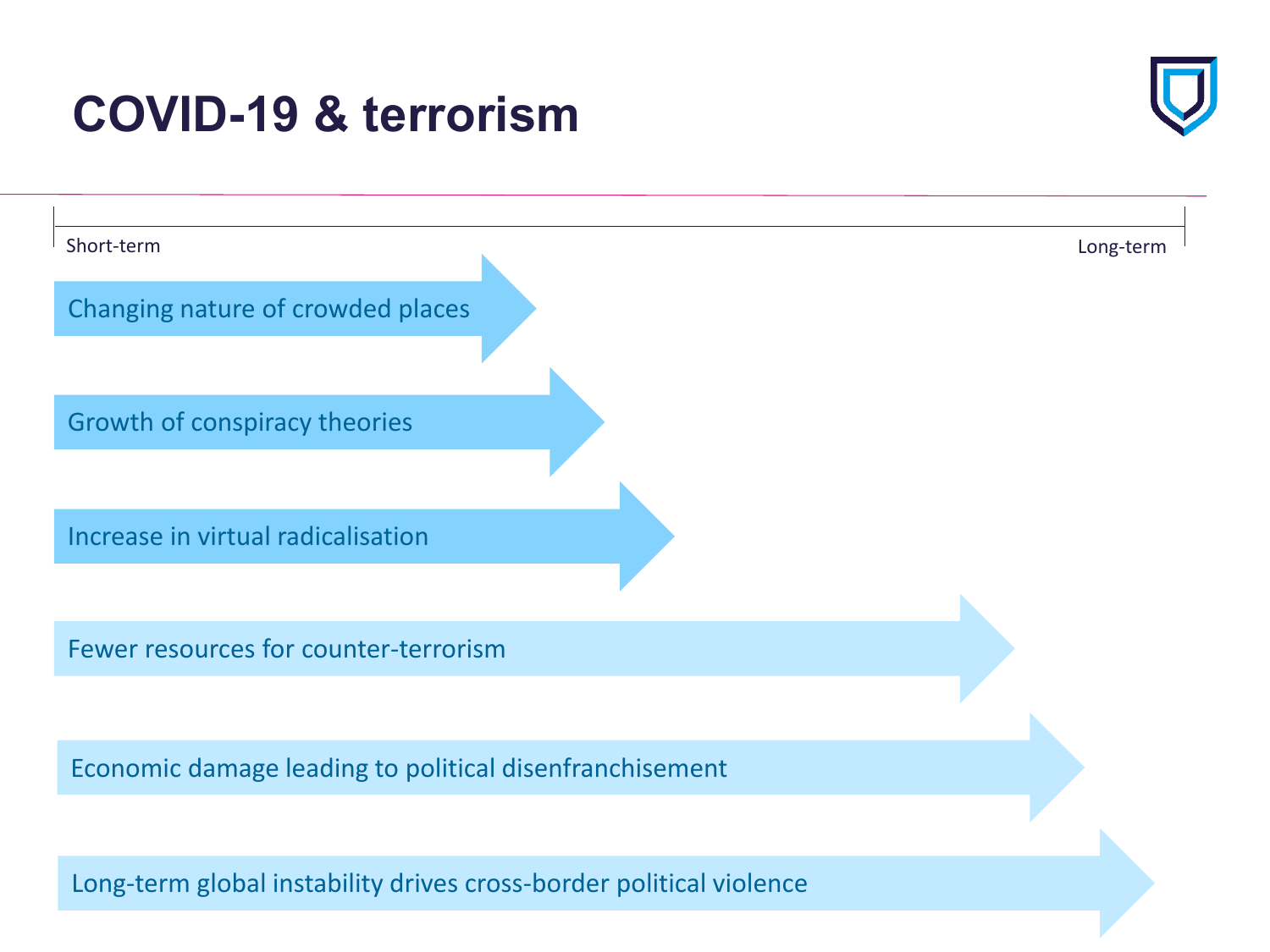# COVID-19 & terrorism

Short-term — Long-term

- Changing nature of crowded places
- Growth of conspiracy theories
- Increase in virtual radicalisation
- Fewer resources for counter-terrorism
- Economic damage leading to political disenfranchisement
- Long-term global instability drives cross-border political violence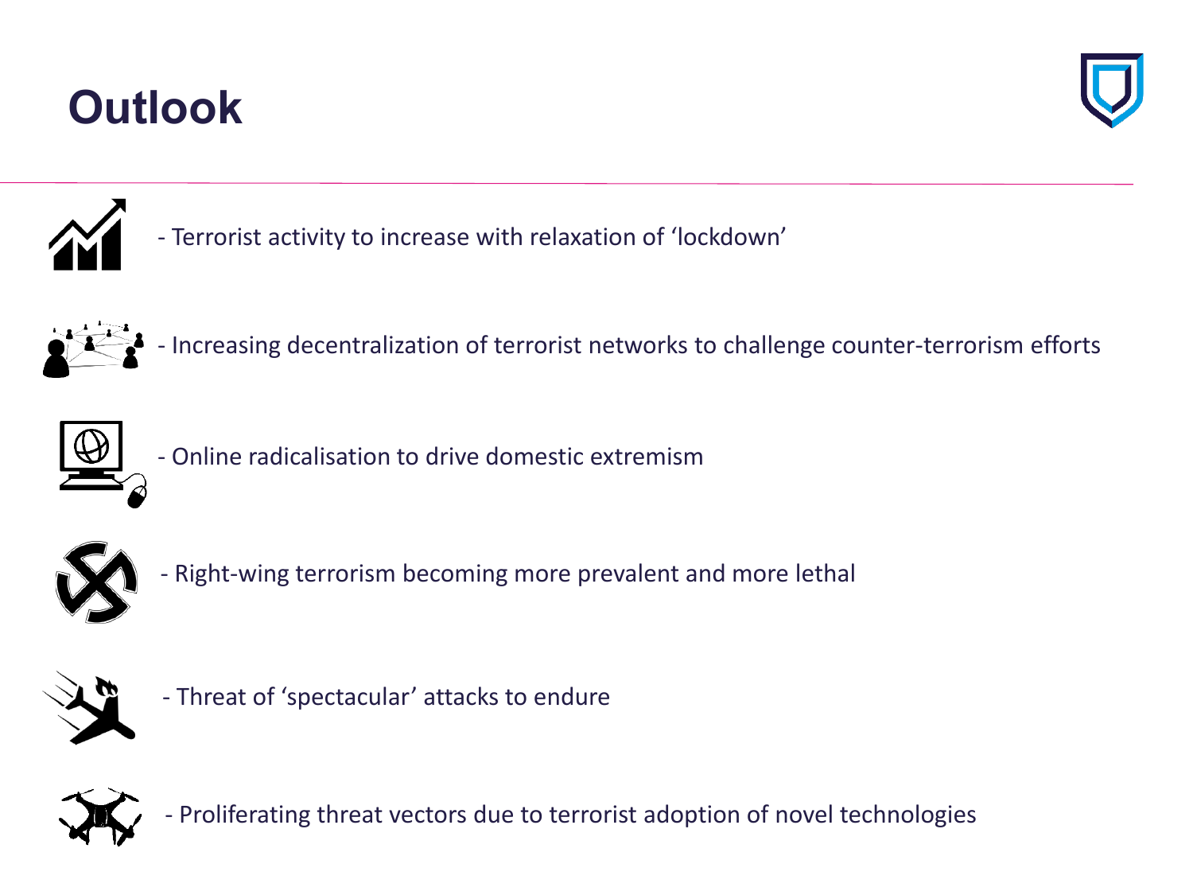# Outlook

- Terrorist activity to increase with relaxation of 'lockdown'
- Increasing decentralization of terrorist networks to challenge counter-terrorism efforts
- Online radicalisation to drive domestic extremism
- Right-wing terrorism becoming more prevalent and more lethal
- Threat of 'spectacular' attacks to endure
- Proliferating threat vectors due to terrorist adoption of novel technologies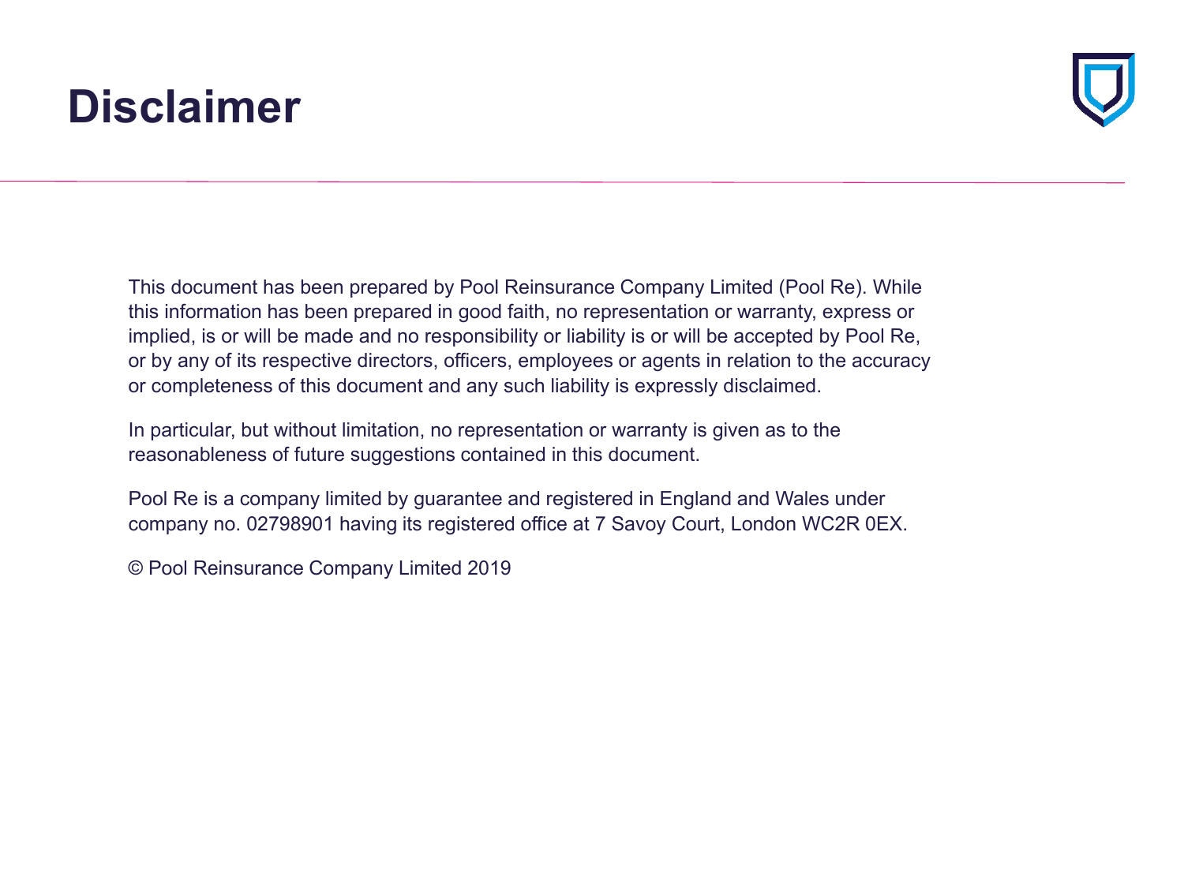# Disclaimer

This document has been prepared by Pool Reinsurance Company Limited (Pool Re). While this information has been prepared in good faith, no representation or warranty, express or implied, is or will be made and no responsibility or liability is or will be accepted by Pool Re, or by any of its respective directors, officers, employees or agents in relation to the accuracy or completeness of this document and any such liability is expressly disclaimed.

In particular, but without limitation, no representation or warranty is given as to the reasonableness of future suggestions contained in this document.

Pool Re is a company limited by guarantee and registered in England and Wales under company no. 02798901 having its registered office at 7 Savoy Court, London WC2R 0EX.

© Pool Reinsurance Company Limited 2019